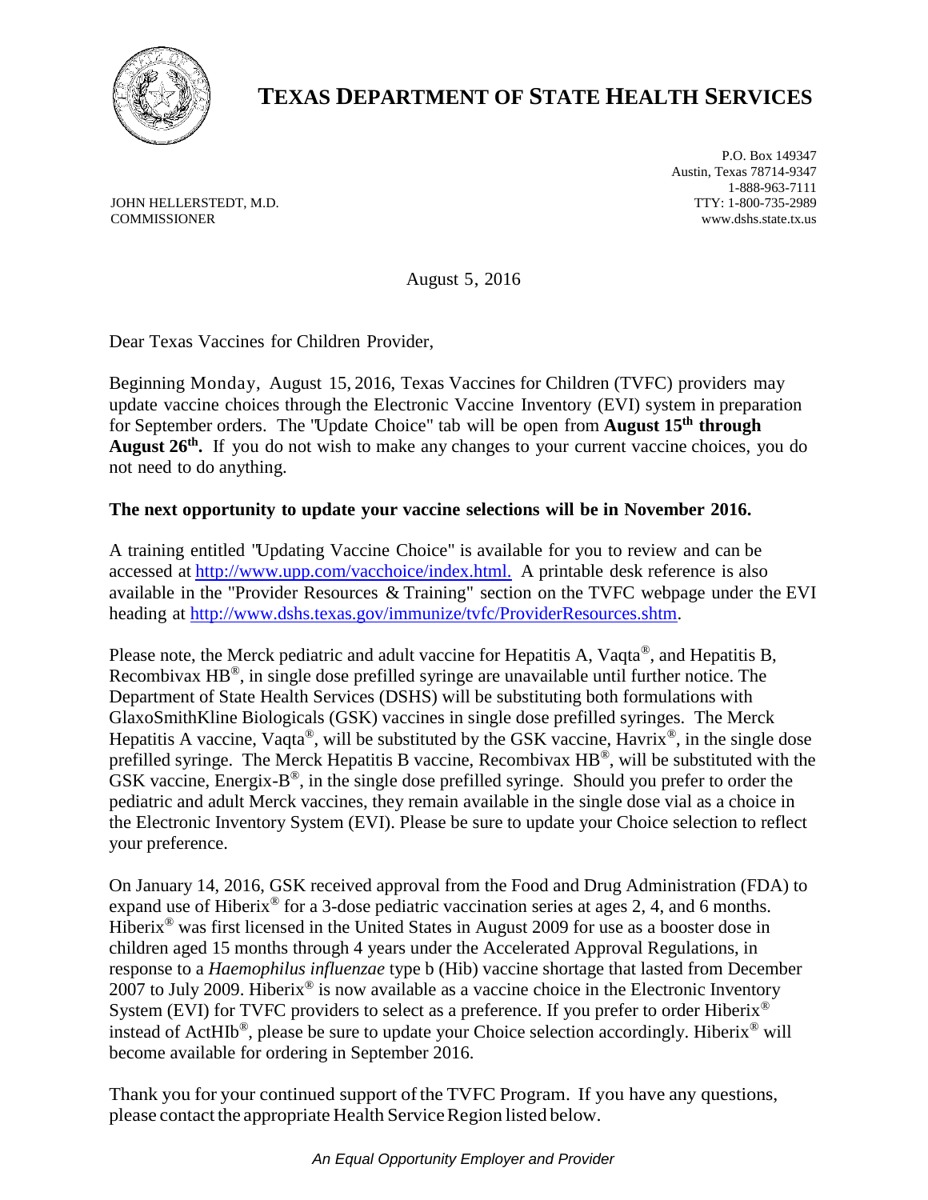# TEXAS DEPARTMENT OF STATE HEALTH SERVICES

JOHN HELLERSTEDT, M.D.
COMMISSIONER

P.O. Box 149347
Austin, Texas 78714-9347
1-888-963-7111
TTY: 1-800-735-2989
www.dshs.state.tx.us

August 5, 2016

Dear Texas Vaccines for Children Provider,

Beginning Monday, August 15, 2016, Texas Vaccines for Children (TVFC) providers may update vaccine choices through the Electronic Vaccine Inventory (EVI) system in preparation for September orders. The "Update Choice" tab will be open from **August 15th through August 26th.** If you do not wish to make any changes to your current vaccine choices, you do not need to do anything.

**The next opportunity to update your vaccine selections will be in November 2016.**

A training entitled "Updating Vaccine Choice" is available for you to review and can be accessed at http://www.upp.com/vacchoice/index.html. A printable desk reference is also available in the "Provider Resources & Training" section on the TVFC webpage under the EVI heading at http://www.dshs.texas.gov/immunize/tvfc/ProviderResources.shtm.

Please note, the Merck pediatric and adult vaccine for Hepatitis A, Vaqta®, and Hepatitis B, Recombivax HB®, in single dose prefilled syringe are unavailable until further notice. The Department of State Health Services (DSHS) will be substituting both formulations with GlaxoSmithKline Biologicals (GSK) vaccines in single dose prefilled syringes. The Merck Hepatitis A vaccine, Vaqta®, will be substituted by the GSK vaccine, Havrix®, in the single dose prefilled syringe. The Merck Hepatitis B vaccine, Recombivax HB®, will be substituted with the GSK vaccine, Energix-B®, in the single dose prefilled syringe. Should you prefer to order the pediatric and adult Merck vaccines, they remain available in the single dose vial as a choice in the Electronic Inventory System (EVI). Please be sure to update your Choice selection to reflect your preference.

On January 14, 2016, GSK received approval from the Food and Drug Administration (FDA) to expand use of Hiberix® for a 3-dose pediatric vaccination series at ages 2, 4, and 6 months. Hiberix® was first licensed in the United States in August 2009 for use as a booster dose in children aged 15 months through 4 years under the Accelerated Approval Regulations, in response to a *Haemophilus influenzae* type b (Hib) vaccine shortage that lasted from December 2007 to July 2009. Hiberix® is now available as a vaccine choice in the Electronic Inventory System (EVI) for TVFC providers to select as a preference. If you prefer to order Hiberix® instead of ActHIb®, please be sure to update your Choice selection accordingly. Hiberix® will become available for ordering in September 2016.

Thank you for your continued support of the TVFC Program. If you have any questions, please contact the appropriate Health Service Region listed below.

*An Equal Opportunity Employer and Provider*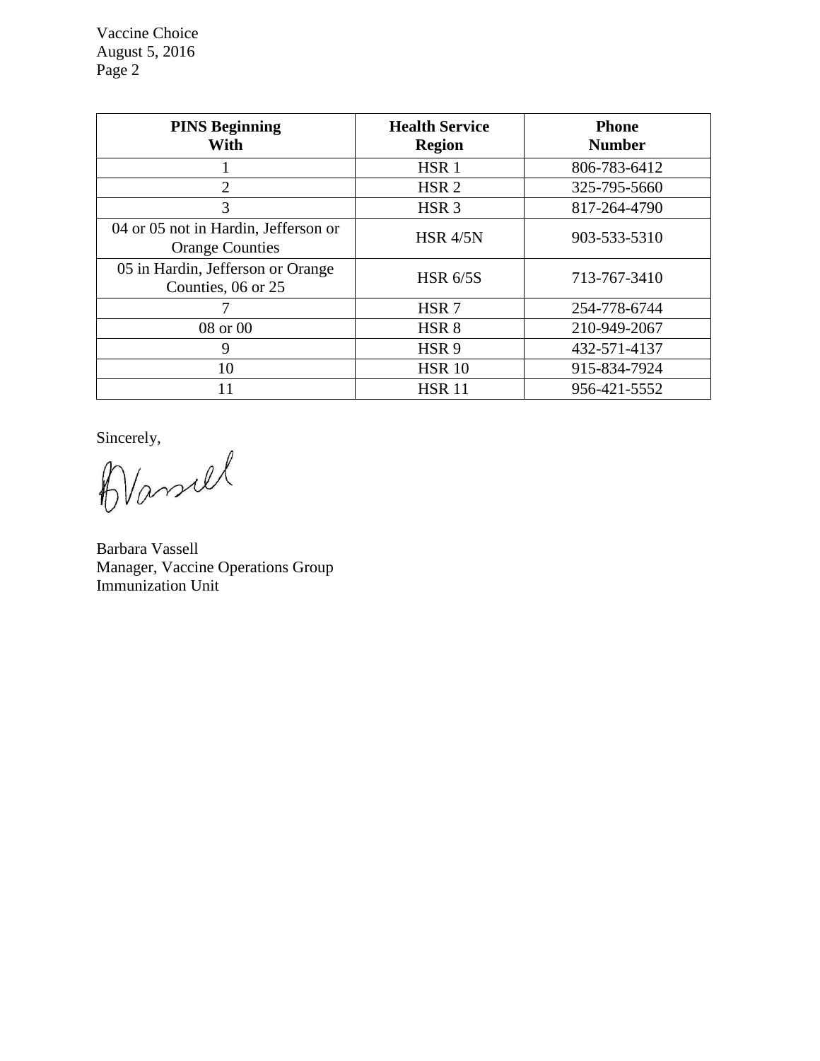| **PINS Beginning With** | **Health Service Region** | **Phone Number** |
|---|---|---|
| 1 | HSR 1 | 806-783-6412 |
| 2 | HSR 2 | 325-795-5660 |
| 3 | HSR 3 | 817-264-4790 |
| 04 or 05 not in Hardin, Jefferson or Orange Counties | HSR 4/5N | 903-533-5310 |
| 05 in Hardin, Jefferson or Orange Counties, 06 or 25 | HSR 6/5S | 713-767-3410 |
| 7 | HSR 7 | 254-778-6744 |
| 08 or 00 | HSR 8 | 210-949-2067 |
| 9 | HSR 9 | 432-571-4137 |
| 10 | HSR 10 | 915-834-7924 |
| 11 | HSR 11 | 956-421-5552 |

Sincerely,

Barbara Vassell
Manager, Vaccine Operations Group
Immunization Unit